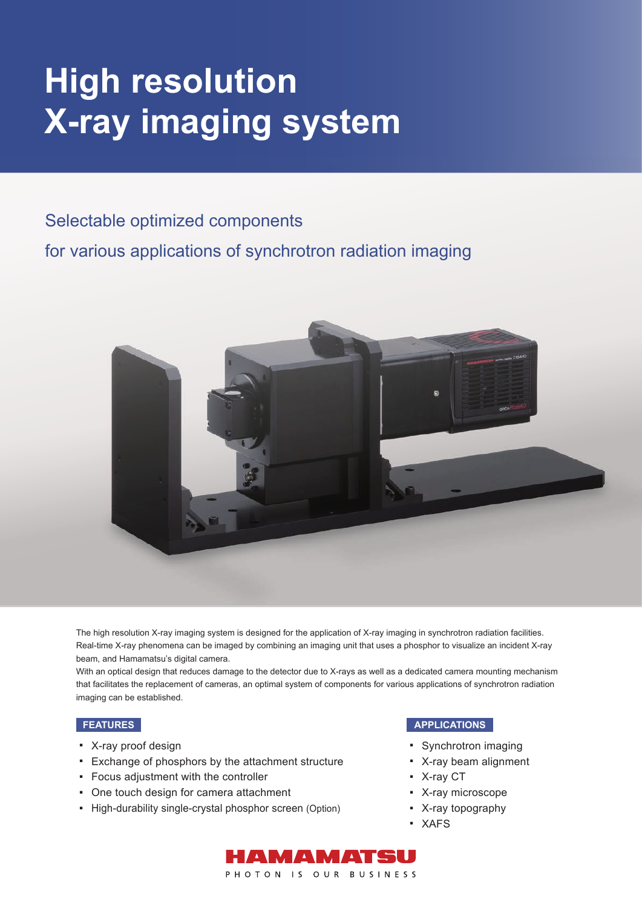# High resolution X-ray imaging system

## Selectable optimized components for various applications of synchrotron radiation imaging

The high resolution X-ray imaging system is designed for the application of X-ray imaging in synchrotron radiation facilities. Real-time X-ray phenomena can be imaged by combining an imaging unit that uses a phosphor to visualize an incident X-ray beam, and Hamamatsu's digital camera.

With an optical design that reduces damage to the detector due to X-rays as well as a dedicated camera mounting mechanism that facilitates the replacement of cameras, an optimal system of components for various applications of synchrotron radiation imaging can be established.

### FEATURES

- X-ray proof design
- Exchange of phosphors by the attachment structure
- Focus adjustment with the controller
- One touch design for camera attachment
- High-durability single-crystal phosphor screen (Option)

### APPLICATIONS

- Synchrotron imaging
- X-ray beam alignment
- X-ray CT
- X-ray microscope
- X-ray topography
- XAFS

HAMAMATSU

PHOTON IS OUR BUSINESS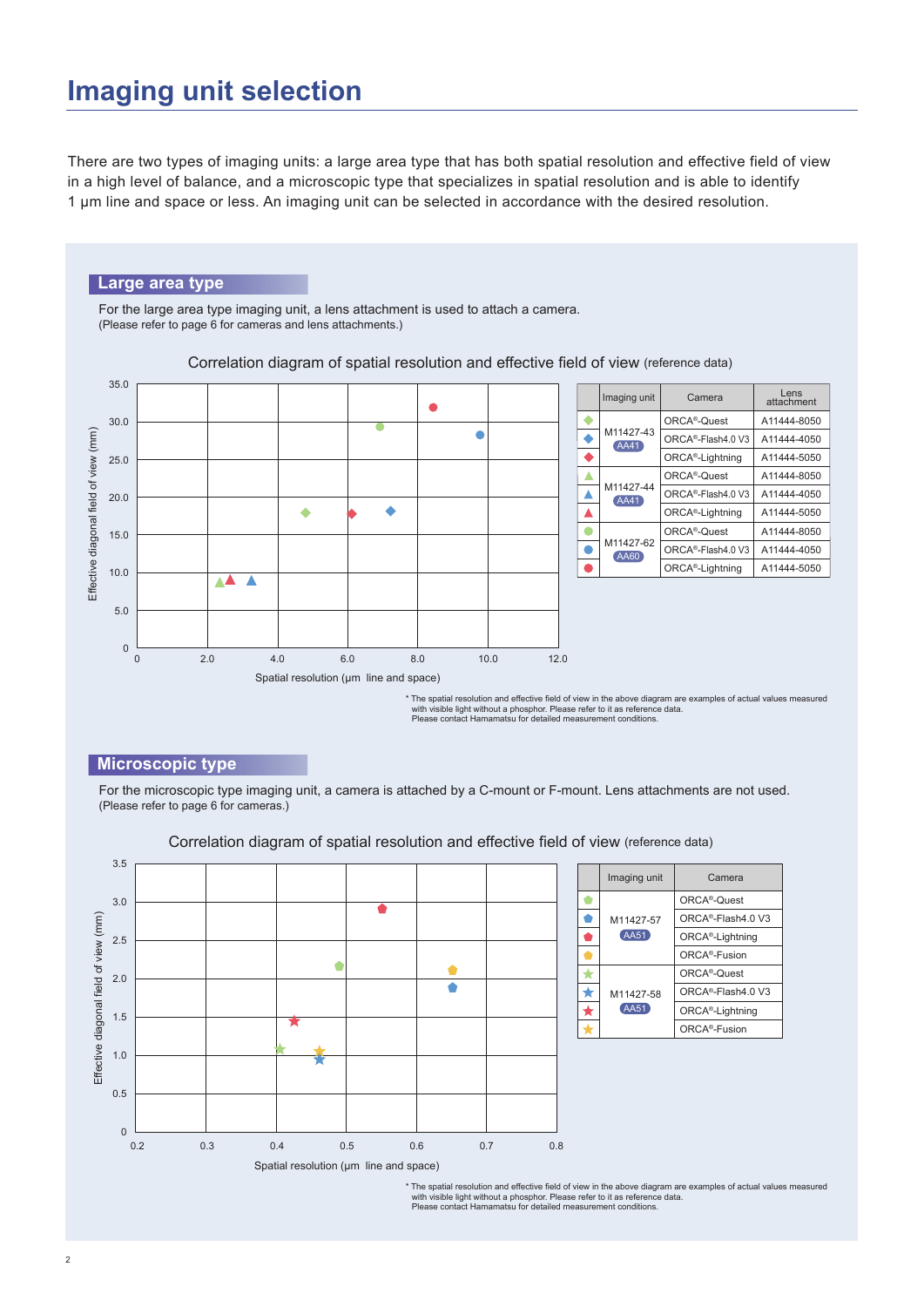# Imaging unit selection

There are two types of imaging units: a large area type that has both spatial resolution and effective field of view in a high level of balance, and a microscopic type that specializes in spatial resolution and is able to identify 1 μm line and space or less. An imaging unit can be selected in accordance with the desired resolution.

## Large area type

For the large area type imaging unit, a lens attachment is used to attach a camera.
(Please refer to page 6 for cameras and lens attachments.)

Correlation diagram of spatial resolution and effective field of view (reference data)

| | Imaging unit | Camera | Lens attachment |
|---|---|---|---|
| ◆ (green) | M11427-43 AA41 | ORCA®-Quest | A11444-8050 |
| ◆ (blue) | | ORCA®-Flash4.0 V3 | A11444-4050 |
| ◆ (red) | | ORCA®-Lightning | A11444-5050 |
| ▲ (green) | M11427-44 AA41 | ORCA®-Quest | A11444-8050 |
| ▲ (blue) | | ORCA®-Flash4.0 V3 | A11444-4050 |
| ▲ (red) | | ORCA®-Lightning | A11444-5050 |
| ● (green) | M11427-62 AA60 | ORCA®-Quest | A11444-8050 |
| ● (blue) | | ORCA®-Flash4.0 V3 | A11444-4050 |
| ● (red) | | ORCA®-Lightning | A11444-5050 |

\* The spatial resolution and effective field of view in the above diagram are examples of actual values measured with visible light without a phosphor. Please refer to it as reference data.
Please contact Hamamatsu for detailed measurement conditions.

## Microscopic type

For the microscopic type imaging unit, a camera is attached by a C-mount or F-mount. Lens attachments are not used.
(Please refer to page 6 for cameras.)

Correlation diagram of spatial resolution and effective field of view (reference data)

| | Imaging unit | Camera |
|---|---|---|
| ⬟ (green) | M11427-57 AA51 | ORCA®-Quest |
| ⬟ (blue) | | ORCA®-Flash4.0 V3 |
| ⬟ (red) | | ORCA®-Lightning |
| ⬟ (yellow) | | ORCA®-Fusion |
| ★ (green) | M11427-58 AA51 | ORCA®-Quest |
| ★ (blue) | | ORCA®-Flash4.0 V3 |
| ★ (red) | | ORCA®-Lightning |
| ★ (yellow) | | ORCA®-Fusion |

\* The spatial resolution and effective field of view in the above diagram are examples of actual values measured with visible light without a phosphor. Please refer to it as reference data.
Please contact Hamamatsu for detailed measurement conditions.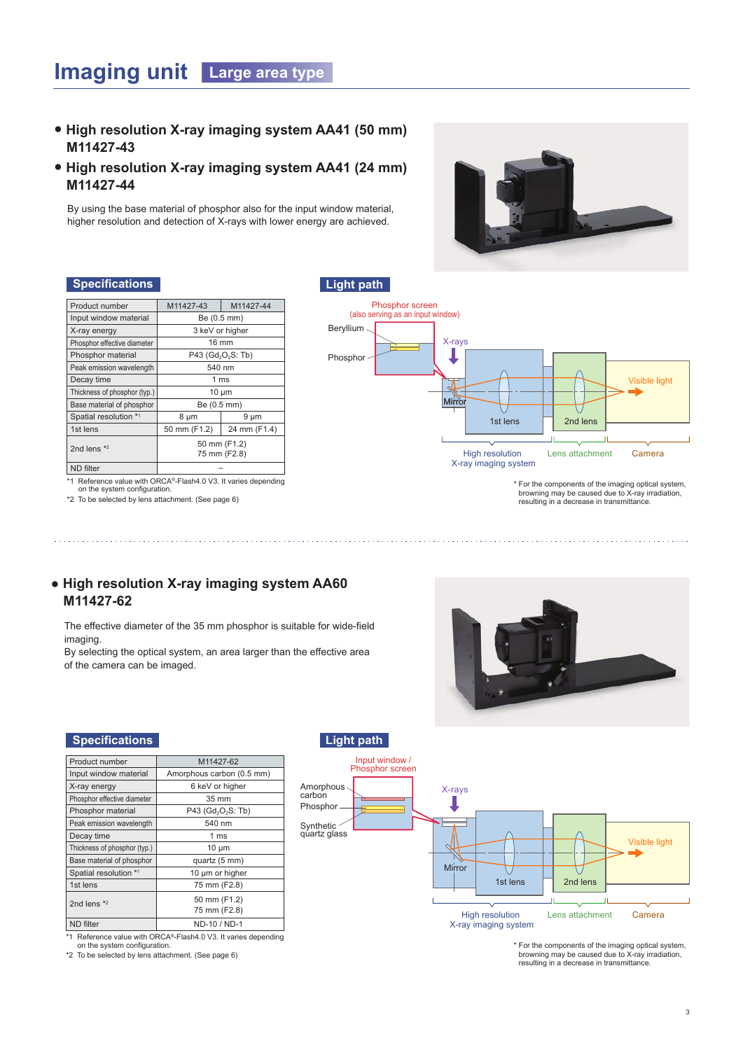# Imaging unit Large area type

- **High resolution X-ray imaging system AA41 (50 mm) M11427-43**
- **High resolution X-ray imaging system AA41 (24 mm) M11427-44**

By using the base material of phosphor also for the input window material, higher resolution and detection of X-rays with lower energy are achieved.

## Specifications

| Product number | M11427-43 | M11427-44 |
|---|---|---|
| Input window material | Be (0.5 mm) | |
| X-ray energy | 3 keV or higher | |
| Phosphor effective diameter | 16 mm | |
| Phosphor material | P43 ($Gd_2O_2S$: Tb) | |
| Peak emission wavelength | 540 nm | |
| Decay time | 1 ms | |
| Thickness of phosphor (typ.) | 10 μm | |
| Base material of phosphor | Be (0.5 mm) | |
| Spatial resolution *1 | 8 μm | 9 μm |
| 1st lens | 50 mm (F1.2) | 24 mm (F1.4) |
| 2nd lens *2 | 50 mm (F1.2)<br>75 mm (F2.8) | |
| ND filter | – | |

*1 Reference value with ORCA®-Flash4.0 V3. It varies depending on the system configuration.

*2 To be selected by lens attachment. (See page 6)

## Light path

Phosphor screen (also serving as an input window)

Beryllium

Phosphor

X-rays

Mirror

1st lens

2nd lens

Visible light

High resolution X-ray imaging system

Lens attachment

Camera

* For the components of the imaging optical system, browning may be caused due to X-ray irradiation, resulting in a decrease in transmittance.

- **High resolution X-ray imaging system AA60 M11427-62**

The effective diameter of the 35 mm phosphor is suitable for wide-field imaging.
By selecting the optical system, an area larger than the effective area of the camera can be imaged.

## Specifications

| Product number | M11427-62 |
|---|---|
| Input window material | Amorphous carbon (0.5 mm) |
| X-ray energy | 6 keV or higher |
| Phosphor effective diameter | 35 mm |
| Phosphor material | P43 ($Gd_2O_2S$: Tb) |
| Peak emission wavelength | 540 nm |
| Decay time | 1 ms |
| Thickness of phosphor (typ.) | 10 μm |
| Base material of phosphor | quartz (5 mm) |
| Spatial resolution *1 | 10 μm or higher |
| 1st lens | 75 mm (F2.8) |
| 2nd lens *2 | 50 mm (F1.2)<br>75 mm (F2.8) |
| ND filter | ND-10 / ND-1 |

*1 Reference value with ORCA®-Flash4.0 V3. It varies depending on the system configuration.

*2 To be selected by lens attachment. (See page 6)

## Light path

Input window / Phosphor screen

Amorphous carbon

Phosphor

Synthetic quartz glass

X-rays

Mirror

1st lens

2nd lens

Visible light

High resolution X-ray imaging system

Lens attachment

Camera

* For the components of the imaging optical system, browning may be caused due to X-ray irradiation, resulting in a decrease in transmittance.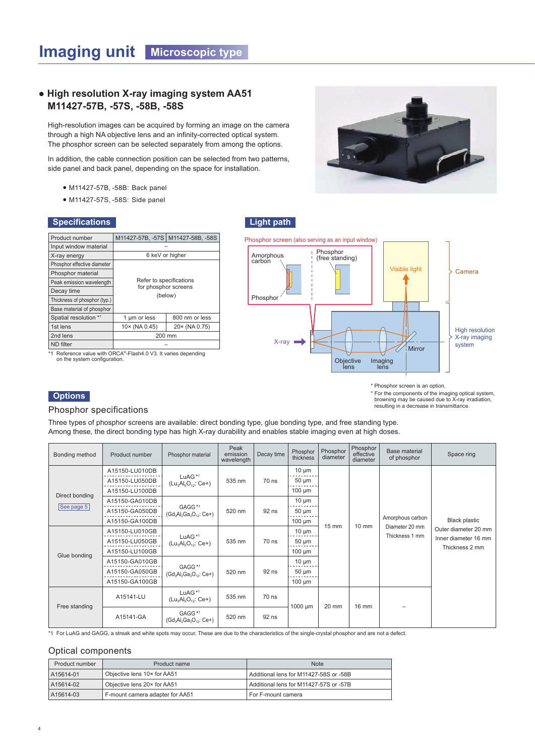# Imaging unit Microscopic type

## ● High resolution X-ray imaging system AA51 M11427-57B, -57S, -58B, -58S

High-resolution images can be acquired by forming an image on the camera through a high NA objective lens and an infinity-corrected optical system. The phosphor screen can be selected separately from among the options.

In addition, the cable connection position can be selected from two patterns, side panel and back panel, depending on the space for installation.

- M11427-57B, -58B: Back panel
- M11427-57S, -58S: Side panel

### Specifications

| Product number | M11427-57B, -57S | M11427-58B, -58S |
|---|---|---|
| Input window material | – | |
| X-ray energy | 6 keV or higher | |
| Phosphor effective diameter | Refer to specifications for phosphor screens (below) | |
| Phosphor material | | |
| Peak emission wavelength | | |
| Decay time | | |
| Thickness of phosphor (typ.) | | |
| Base material of phosphor | | |
| Spatial resolution *1 | 1 µm or less | 800 nm or less |
| 1st lens | 10× (NA 0.45) | 20× (NA 0.75) |
| 2nd lens | 200 mm | |
| ND filter | – | |

*1 Reference value with ORCA®-Flash4.0 V3. It varies depending on the system configuration.

### Light path

Phosphor screen (also serving as an input window)

Amorphous carbon, Phosphor, Phosphor (free standing), Visible light, Camera, X-ray, Objective lens, Imaging lens, Mirror, High resolution X-ray imaging system

* Phosphor screen is an option.
* For the components of the imaging optical system, browning may be caused due to X-ray irradiation, resulting in a decrease in transmittance.

### Options

#### Phosphor specifications

Three types of phosphor screens are available: direct bonding type, glue bonding type, and free standing type.
Among these, the direct bonding type has high X-ray durability and enables stable imaging even at high doses.

| Bonding method | Product number | Phosphor material | Peak emission wavelength | Decay time | Phosphor thickness | Phosphor diameter | Phosphor effective diameter | Base material of phosphor | Space ring |
|---|---|---|---|---|---|---|---|---|---|
| Direct bonding (See page 5) | A15150-LU010DB | LuAG *1 ($Lu_3Al_5O_{12}$: Ce+) | 535 nm | 70 ns | 10 µm | 15 mm | 10 mm | Amorphous carbon Diameter 20 mm Thickness 1 mm | Black plastic Outer diameter 20 mm Inner diameter 16 mm Thickness 2 mm |
| | A15150-LU050DB | | | | 50 µm | | | | |
| | A15150-LU100DB | | | | 100 µm | | | | |
| | A15150-GA010DB | GAGG *1 ($Gd_3Al_2Ga_3O_{12}$: Ce+) | 520 nm | 92 ns | 10 µm | | | | |
| | A15150-GA050DB | | | | 50 µm | | | | |
| | A15150-GA100DB | | | | 100 µm | | | | |
| Glue bonding | A15150-LU010GB | LuAG *1 ($Lu_3Al_5O_{12}$: Ce+) | 535 nm | 70 ns | 10 µm | | | | |
| | A15150-LU050GB | | | | 50 µm | | | | |
| | A15150-LU100GB | | | | 100 µm | | | | |
| | A15150-GA010GB | GAGG *1 ($Gd_3Al_2Ga_3O_{12}$: Ce+) | 520 nm | 92 ns | 10 µm | | | | |
| | A15150-GA050GB | | | | 50 µm | | | | |
| | A15150-GA100GB | | | | 100 µm | | | | |
| Free standing | A15141-LU | LuAG *1 ($Lu_3Al_5O_{12}$: Ce+) | 535 nm | 70 ns | 1000 µm | 20 mm | 16 mm | – | |
| | A15141-GA | GAGG *1 ($Gd_3Al_2Ga_3O_{12}$: Ce+) | 520 nm | 92 ns | | | | | |

*1 For LuAG and GAGG, a streak and white spots may occur. These are due to the characteristics of the single-crystal phosphor and are not a defect.

#### Optical components

| Product number | Product name | Note |
|---|---|---|
| A15614-01 | Objective lens 10× for AA51 | Additional lens for M11427-58S or -58B |
| A15614-02 | Objective lens 20× for AA51 | Additional lens for M11427-57S or -57B |
| A15614-03 | F-mount camera adapter for AA51 | For F-mount camera |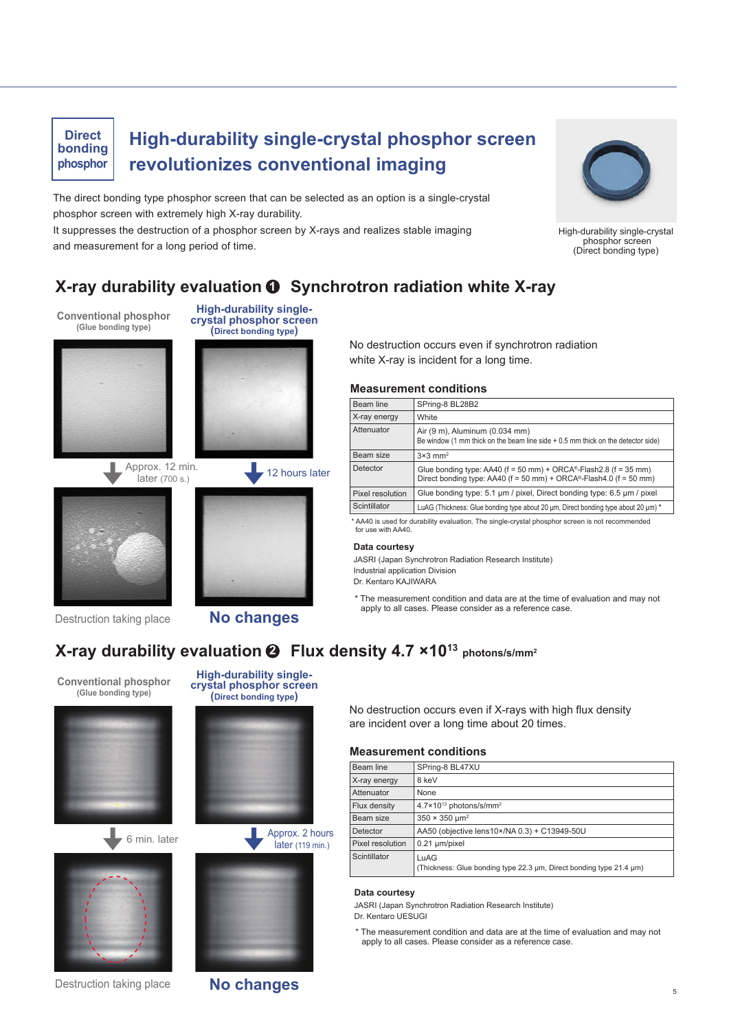Direct bonding phosphor

# High-durability single-crystal phosphor screen revolutionizes conventional imaging

The direct bonding type phosphor screen that can be selected as an option is a single-crystal phosphor screen with extremely high X-ray durability.
It suppresses the destruction of a phosphor screen by X-rays and realizes stable imaging and measurement for a long period of time.

High-durability single-crystal phosphor screen (Direct bonding type)

## X-ray durability evaluation ❶ Synchrotron radiation white X-ray

**Conventional phosphor** (Glue bonding type)

**High-durability single-crystal phosphor screen** (Direct bonding type)

Approx. 12 min. later (700 s.)

12 hours later

Destruction taking place

**No changes**

No destruction occurs even if synchrotron radiation white X-ray is incident for a long time.

### Measurement conditions

| | |
|---|---|
| Beam line | SPring-8 BL28B2 |
| X-ray energy | White |
| Attenuator | Air (9 m), Aluminum (0.034 mm)<br>Be window (1 mm thick on the beam line side + 0.5 mm thick on the detector side) |
| Beam size | 3×3 mm² |
| Detector | Glue bonding type: AA40 (f = 50 mm) + ORCA®-Flash2.8 (f = 35 mm)<br>Direct bonding type: AA40 (f = 50 mm) + ORCA®-Flash4.0 (f = 50 mm) |
| Pixel resolution | Glue bonding type: 5.1 μm / pixel, Direct bonding type: 6.5 μm / pixel |
| Scintillator | LuAG (Thickness: Glue bonding type about 20 μm, Direct bonding type about 20 μm) * |

* AA40 is used for durability evaluation. The single-crystal phosphor screen is not recommended for use with AA40.

**Data courtesy**

JASRI (Japan Synchrotron Radiation Research Institute)
Industrial application Division
Dr. Kentaro KAJIWARA

* The measurement condition and data are at the time of evaluation and may not apply to all cases. Please consider as a reference case.

## X-ray durability evaluation ❷ Flux density 4.7 ×10¹³ photons/s/mm²

**Conventional phosphor** (Glue bonding type)

**High-durability single-crystal phosphor screen** (Direct bonding type)

6 min. later

Approx. 2 hours later (119 min.)

Destruction taking place

**No changes**

No destruction occurs even if X-rays with high flux density are incident over a long time about 20 times.

### Measurement conditions

| | |
|---|---|
| Beam line | SPring-8 BL47XU |
| X-ray energy | 8 keV |
| Attenuator | None |
| Flux density | $4.7×10^{13}$ photons/s/mm² |
| Beam size | 350 × 350 μm² |
| Detector | AA50 (objective lens10×/NA 0.3) + C13949-50U |
| Pixel resolution | 0.21 μm/pixel |
| Scintillator | LuAG<br>(Thickness: Glue bonding type 22.3 μm, Direct bonding type 21.4 μm) |

**Data courtesy**

JASRI (Japan Synchrotron Radiation Research Institute)
Dr. Kentaro UESUGI

* The measurement condition and data are at the time of evaluation and may not apply to all cases. Please consider as a reference case.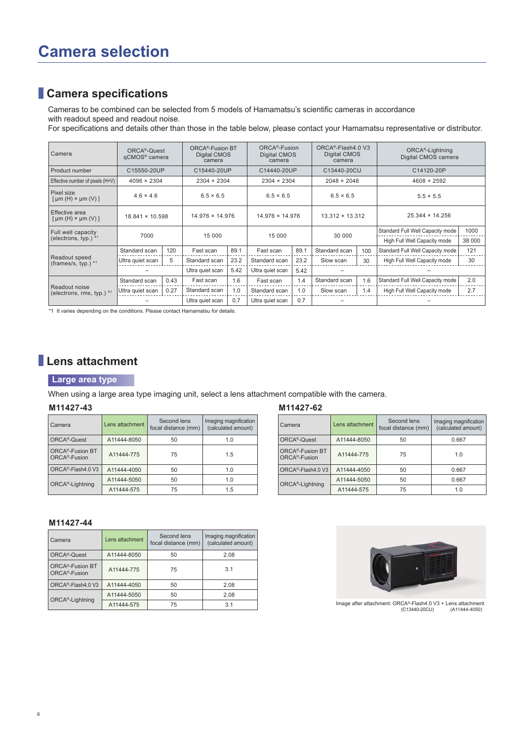# Camera selection

## Camera specifications

Cameras to be combined can be selected from 5 models of Hamamatsu's scientific cameras in accordance with readout speed and readout noise.
For specifications and details other than those in the table below, please contact your Hamamatsu representative or distributor.

| Camera | ORCA®-Quest qCMOS® camera | | ORCA®-Fusion BT Digital CMOS camera | | ORCA®-Fusion Digital CMOS camera | | ORCA®-Flash4.0 V3 Digital CMOS camera | | ORCA®-Lightning Digital CMOS camera | |
|---|---|---|---|---|---|---|---|---|---|---|
| Product number | C15550-20UP | | C15440-20UP | | C14440-20UP | | C13440-20CU | | C14120-20P | |
| Effective number of pixels (H×V) | 4096 × 2304 | | 2304 × 2304 | | 2304 × 2304 | | 2048 × 2048 | | 4608 × 2592 | |
| Pixel size [μm (H) × μm (V)] | 4.6 × 4.6 | | 6.5 × 6.5 | | 6.5 × 6.5 | | 6.5 × 6.5 | | 5.5 × 5.5 | |
| Effective area [μm (H) × μm (V)] | 18.841 × 10.598 | | 14.976 × 14.976 | | 14.976 × 14.976 | | 13.312 × 13.312 | | 25.344 × 14.256 | |
| Full well capacity (electrons, typ.) *1 | 7000 | | 15 000 | | 15 000 | | 30 000 | | Standard Full Well Capacity mode | 1000 |
| | | | | | | | | | High Full Well Capacity mode | 38 000 |
| Readout speed (frames/s, typ.) *1 | Standard scan | 120 | Fast scan | 89.1 | Fast scan | 89.1 | Standard scan | 100 | Standard Full Well Capacity mode | 121 |
| | Ultra quiet scan | 5 | Standard scan | 23.2 | Standard scan | 23.2 | Slow scan | 30 | High Full Well Capacity mode | 30 |
| | – | | Ultra quiet scan | 5.42 | Ultra quiet scan | 5.42 | – | | – | |
| Readout noise (electrons, rms, typ.) *1 | Standard scan | 0.43 | Fast scan | 1.6 | Fast scan | 1.4 | Standard scan | 1.6 | Standard Full Well Capacity mode | 2.0 |
| | Ultra quiet scan | 0.27 | Standard scan | 1.0 | Standard scan | 1.0 | Slow scan | 1.4 | High Full Well Capacity mode | 2.7 |
| | – | | Ultra quiet scan | 0.7 | Ultra quiet scan | 0.7 | – | | – | |

*1 It varies depending on the conditions. Please contact Hamamatsu for details.

## Lens attachment

### Large area type

When using a large area type imaging unit, select a lens attachment compatible with the camera.

**M11427-43**

| Camera | Lens attachment | Second lens focal distance (mm) | Imaging magnification (calculated amount) |
|---|---|---|---|
| ORCA®-Quest | A11444-8050 | 50 | 1.0 |
| ORCA®-Fusion BT ORCA®-Fusion | A11444-775 | 75 | 1.5 |
| ORCA®-Flash4.0 V3 | A11444-4050 | 50 | 1.0 |
| ORCA®-Lightning | A11444-5050 | 50 | 1.0 |
| | A11444-575 | 75 | 1.5 |

**M11427-62**

| Camera | Lens attachment | Second lens focal distance (mm) | Imaging magnification (calculated amount) |
|---|---|---|---|
| ORCA®-Quest | A11444-8050 | 50 | 0.667 |
| ORCA®-Fusion BT ORCA®-Fusion | A11444-775 | 75 | 1.0 |
| ORCA®-Flash4.0 V3 | A11444-4050 | 50 | 0.667 |
| ORCA®-Lightning | A11444-5050 | 50 | 0.667 |
| | A11444-575 | 75 | 1.0 |

**M11427-44**

| Camera | Lens attachment | Second lens focal distance (mm) | Imaging magnification (calculated amount) |
|---|---|---|---|
| ORCA®-Quest | A11444-8050 | 50 | 2.08 |
| ORCA®-Fusion BT ORCA®-Fusion | A11444-775 | 75 | 3.1 |
| ORCA®-Flash4.0 V3 | A11444-4050 | 50 | 2.08 |
| ORCA®-Lightning | A11444-5050 | 50 | 2.08 |
| | A11444-575 | 75 | 3.1 |

Image after attachment: ORCA®-Flash4.0 V3 + Lens attachment (C13440-20CU) (A11444-4050)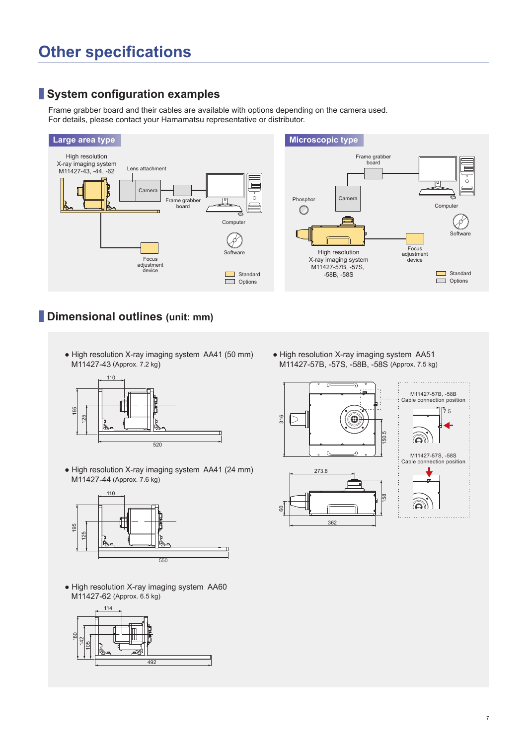# Other specifications

## System configuration examples

Frame grabber board and their cables are available with options depending on the camera used.
For details, please contact your Hamamatsu representative or distributor.

**Large area type**

High resolution X-ray imaging system M11427-43, -44, -62

Lens attachment

Camera

Frame grabber board

Computer

Software

Focus adjustment device

Standard

Options

**Microscopic type**

Frame grabber board

Phosphor

Camera

Computer

Software

High resolution X-ray imaging system M11427-57B, -57S, -58B, -58S

Focus adjustment device

Standard

Options

## Dimensional outlines (unit: mm)

● High resolution X-ray imaging system AA41 (50 mm)
M11427-43 (Approx. 7.2 kg)

110, 195, 125, 520

● High resolution X-ray imaging system AA41 (24 mm)
M11427-44 (Approx. 7.6 kg)

110, 195, 125, 550

● High resolution X-ray imaging system AA60
M11427-62 (Approx. 6.5 kg)

114, 180, 142, 105, 492

● High resolution X-ray imaging system AA51
M11427-57B, -57S, -58B, -58S (Approx. 7.5 kg)

316, 150.5, 273.8, 60, 158, 362

M11427-57B, -58B
Cable connection position

7.5

M11427-57S, -58S
Cable connection position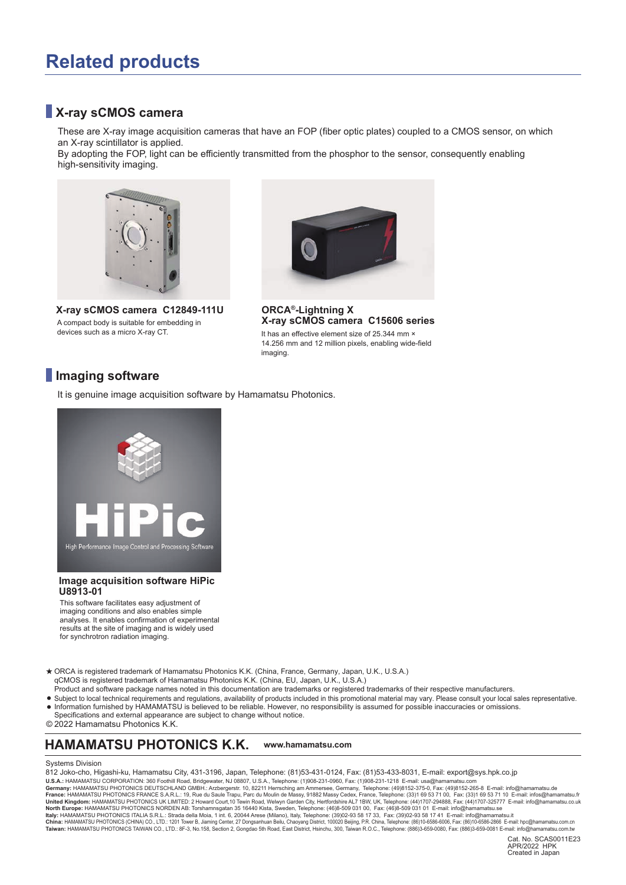# Related products

## X-ray sCMOS camera

These are X-ray image acquisition cameras that have an FOP (fiber optic plates) coupled to a CMOS sensor, on which an X-ray scintillator is applied.
By adopting the FOP, light can be efficiently transmitted from the phosphor to the sensor, consequently enabling high-sensitivity imaging.

**X-ray sCMOS camera C12849-111U**

A compact body is suitable for embedding in devices such as a micro X-ray CT.

**ORCA®-Lightning X**
**X-ray sCMOS camera C15606 series**

It has an effective element size of 25.344 mm × 14.256 mm and 12 million pixels, enabling wide-field imaging.

## Imaging software

It is genuine image acquisition software by Hamamatsu Photonics.

HiPic
High Performance Image Control and Processing Software

**Image acquisition software HiPic U8913-01**

This software facilitates easy adjustment of imaging conditions and also enables simple analyses. It enables confirmation of experimental results at the site of imaging and is widely used for synchrotron radiation imaging.

★ ORCA is registered trademark of Hamamatsu Photonics K.K. (China, France, Germany, Japan, U.K., U.S.A.)
qCMOS is registered trademark of Hamamatsu Photonics K.K. (China, EU, Japan, U.K., U.S.A.)
Product and software package names noted in this documentation are trademarks or registered trademarks of their respective manufacturers.

- Subject to local technical requirements and regulations, availability of products included in this promotional material may vary. Please consult your local sales representative.
- Information furnished by HAMAMATSU is believed to be reliable. However, no responsibility is assumed for possible inaccuracies or omissions.
  Specifications and external appearance are subject to change without notice.

© 2022 Hamamatsu Photonics K.K.

**HAMAMATSU PHOTONICS K.K.** www.hamamatsu.com

Systems Division
812 Joko-cho, Higashi-ku, Hamamatsu City, 431-3196, Japan, Telephone: (81)53-431-0124, Fax: (81)53-433-8031, E-mail: export@sys.hpk.co.jp
**U.S.A.:** HAMAMATSU CORPORATION: 360 Foothill Road, Bridgewater, NJ 08807, U.S.A., Telephone: (1)908-231-0960, Fax: (1)908-231-1218 E-mail: usa@hamamatsu.com
**Germany:** HAMAMATSU PHOTONICS DEUTSCHLAND GMBH.: Arzbergerstr. 10, 82211 Herrsching am Ammersee, Germany, Telephone: (49)8152-375-0, Fax: (49)8152-265-8 E-mail: info@hamamatsu.de
**France:** HAMAMATSU PHOTONICS FRANCE S.A.R.L.: 19, Rue du Saule Trapu, Parc du Moulin de Massy, 91882 Massy Cedex, France, Telephone: (33)1 69 53 71 00, Fax: (33)1 69 53 71 10 E-mail: infos@hamamatsu.fr
**United Kingdom:** HAMAMATSU PHOTONICS UK LIMITED: 2 Howard Court,10 Tewin Road, Welwyn Garden City, Hertfordshire AL7 1BW, UK, Telephone: (44)1707-294888, Fax: (44)1707-325777 E-mail: info@hamamatsu.co.uk
**North Europe:** HAMAMATSU PHOTONICS NORDEN AB: Torshamnsgatan 35 16440 Kista, Sweden, Telephone: (46)8-509 031 00, Fax: (46)8-509 031 01 E-mail: info@hamamatsu.se
**Italy:** HAMAMATSU PHOTONICS ITALIA S.R.L.: Strada della Moia, 1 int. 6, 20044 Arese (Milano), Italy, Telephone: (39)02-93 58 17 33, Fax: (39)02-93 58 17 41 E-mail: info@hamamatsu.it
**China:** HAMAMATSU PHOTONICS (CHINA) CO., LTD.: 1201 Tower B, Jiaming Center, 27 Dongsanhuan Beilu, Chaoyang District, 100020 Beijing, P.R. China, Telephone: (86)10-6586-6006, Fax: (86)10-6586-2866 E-mail: hpc@hamamatsu.com.cn
**Taiwan:** HAMAMATSU PHOTONICS TAIWAN CO., LTD.: 8F-3, No.158, Section 2, Gongdao 5th Road, East District, Hsinchu, 300, Taiwan R.O.C., Telephone: (886)3-659-0080, Fax: (886)3-659-0081 E-mail: info@hamamatsu.com.tw

Cat. No. SCAS0011E23
APR/2022 HPK
Created in Japan